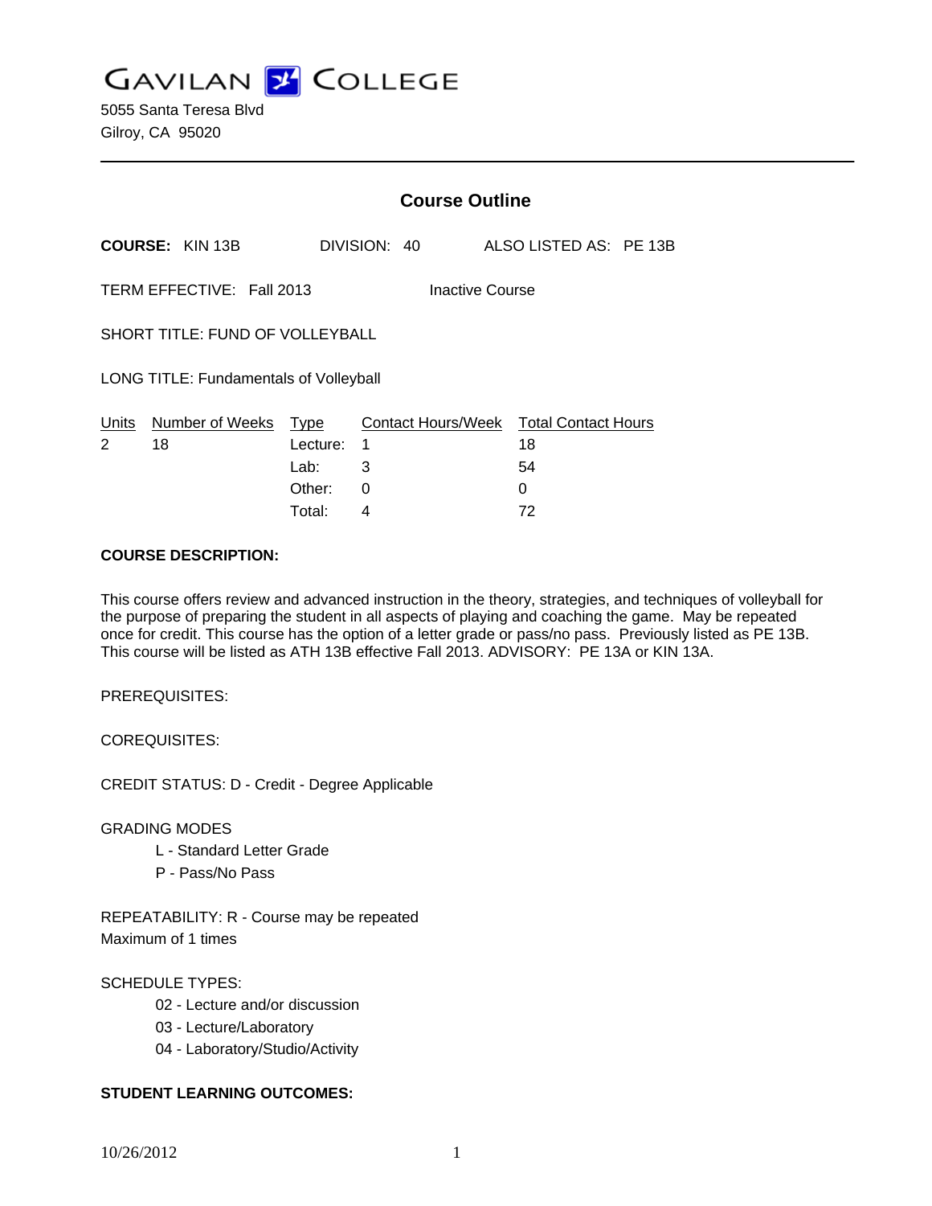# GAVILAN COLLEGE

5055 Santa Teresa Blvd
Gilroy, CA 95020

## Course Outline

**COURSE:** KIN 13B DIVISION: 40 ALSO LISTED AS: PE 13B

TERM EFFECTIVE: Fall 2013 Inactive Course

SHORT TITLE: FUND OF VOLLEYBALL

LONG TITLE: Fundamentals of Volleyball

| Units | Number of Weeks | Type | Contact Hours/Week | Total Contact Hours |
|---|---|---|---|---|
| 2 | 18 | Lecture: | 1 | 18 |
| | | Lab: | 3 | 54 |
| | | Other: | 0 | 0 |
| | | Total: | 4 | 72 |

**COURSE DESCRIPTION:**

This course offers review and advanced instruction in the theory, strategies, and techniques of volleyball for the purpose of preparing the student in all aspects of playing and coaching the game. May be repeated once for credit. This course has the option of a letter grade or pass/no pass. Previously listed as PE 13B. This course will be listed as ATH 13B effective Fall 2013. ADVISORY: PE 13A or KIN 13A.

PREREQUISITES:

COREQUISITES:

CREDIT STATUS: D - Credit - Degree Applicable

GRADING MODES

- L - Standard Letter Grade
- P - Pass/No Pass

REPEATABILITY: R - Course may be repeated
Maximum of 1 times

SCHEDULE TYPES:

- 02 - Lecture and/or discussion
- 03 - Lecture/Laboratory
- 04 - Laboratory/Studio/Activity

**STUDENT LEARNING OUTCOMES:**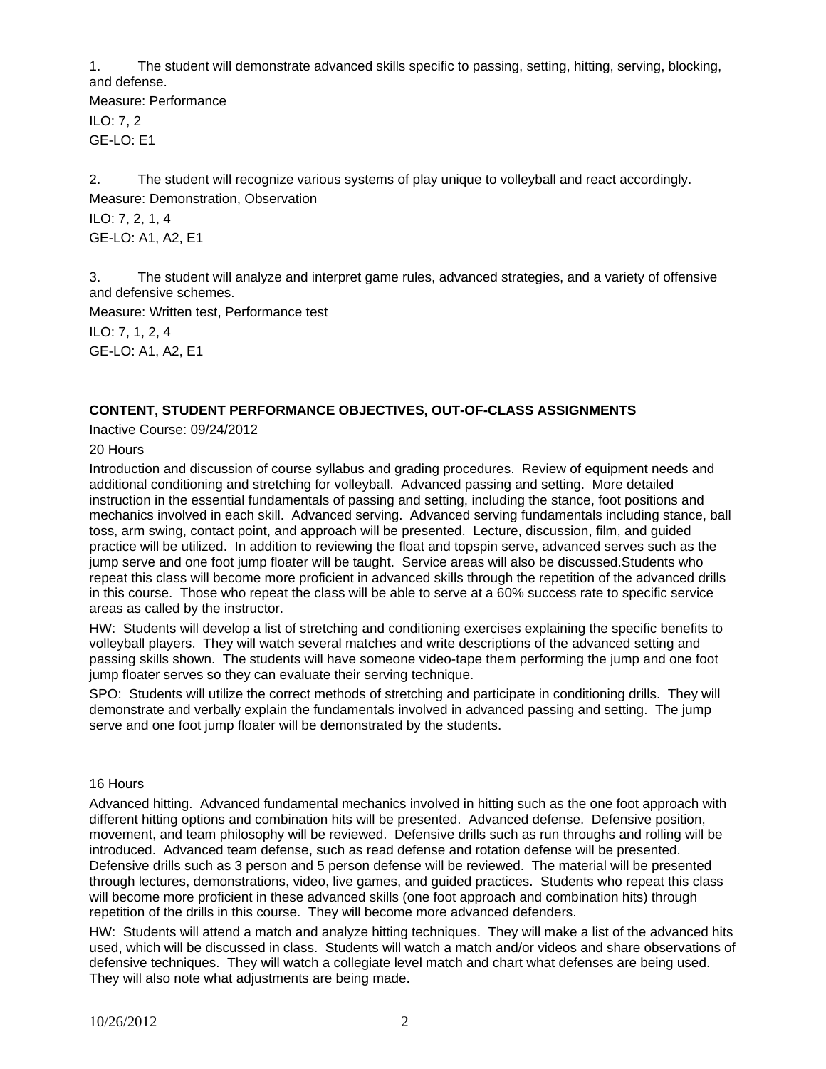1. The student will demonstrate advanced skills specific to passing, setting, hitting, serving, blocking, and defense.

Measure: Performance

ILO: 7, 2

GE-LO: E1

2. The student will recognize various systems of play unique to volleyball and react accordingly.

Measure: Demonstration, Observation

ILO: 7, 2, 1, 4

GE-LO: A1, A2, E1

3. The student will analyze and interpret game rules, advanced strategies, and a variety of offensive and defensive schemes.

Measure: Written test, Performance test

ILO: 7, 1, 2, 4

GE-LO: A1, A2, E1

**CONTENT, STUDENT PERFORMANCE OBJECTIVES, OUT-OF-CLASS ASSIGNMENTS**

Inactive Course: 09/24/2012

20 Hours

Introduction and discussion of course syllabus and grading procedures. Review of equipment needs and additional conditioning and stretching for volleyball. Advanced passing and setting. More detailed instruction in the essential fundamentals of passing and setting, including the stance, foot positions and mechanics involved in each skill. Advanced serving. Advanced serving fundamentals including stance, ball toss, arm swing, contact point, and approach will be presented. Lecture, discussion, film, and guided practice will be utilized. In addition to reviewing the float and topspin serve, advanced serves such as the jump serve and one foot jump floater will be taught. Service areas will also be discussed.Students who repeat this class will become more proficient in advanced skills through the repetition of the advanced drills in this course. Those who repeat the class will be able to serve at a 60% success rate to specific service areas as called by the instructor.

HW: Students will develop a list of stretching and conditioning exercises explaining the specific benefits to volleyball players. They will watch several matches and write descriptions of the advanced setting and passing skills shown. The students will have someone video-tape them performing the jump and one foot jump floater serves so they can evaluate their serving technique.

SPO: Students will utilize the correct methods of stretching and participate in conditioning drills. They will demonstrate and verbally explain the fundamentals involved in advanced passing and setting. The jump serve and one foot jump floater will be demonstrated by the students.

16 Hours

Advanced hitting. Advanced fundamental mechanics involved in hitting such as the one foot approach with different hitting options and combination hits will be presented. Advanced defense. Defensive position, movement, and team philosophy will be reviewed. Defensive drills such as run throughs and rolling will be introduced. Advanced team defense, such as read defense and rotation defense will be presented. Defensive drills such as 3 person and 5 person defense will be reviewed. The material will be presented through lectures, demonstrations, video, live games, and guided practices. Students who repeat this class will become more proficient in these advanced skills (one foot approach and combination hits) through repetition of the drills in this course. They will become more advanced defenders.

HW: Students will attend a match and analyze hitting techniques. They will make a list of the advanced hits used, which will be discussed in class. Students will watch a match and/or videos and share observations of defensive techniques. They will watch a collegiate level match and chart what defenses are being used. They will also note what adjustments are being made.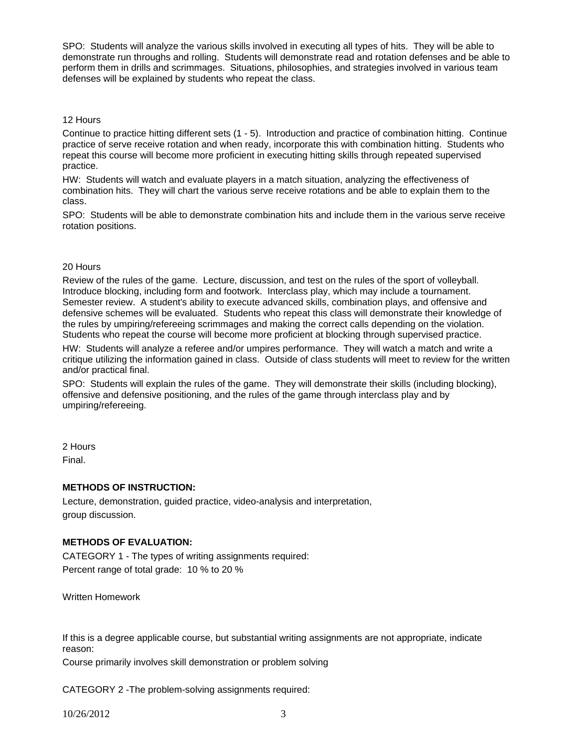SPO: Students will analyze the various skills involved in executing all types of hits. They will be able to demonstrate run throughs and rolling. Students will demonstrate read and rotation defenses and be able to perform them in drills and scrimmages. Situations, philosophies, and strategies involved in various team defenses will be explained by students who repeat the class.

12 Hours

Continue to practice hitting different sets (1 - 5). Introduction and practice of combination hitting. Continue practice of serve receive rotation and when ready, incorporate this with combination hitting. Students who repeat this course will become more proficient in executing hitting skills through repeated supervised practice.

HW: Students will watch and evaluate players in a match situation, analyzing the effectiveness of combination hits. They will chart the various serve receive rotations and be able to explain them to the class.

SPO: Students will be able to demonstrate combination hits and include them in the various serve receive rotation positions.

20 Hours

Review of the rules of the game. Lecture, discussion, and test on the rules of the sport of volleyball. Introduce blocking, including form and footwork. Interclass play, which may include a tournament. Semester review. A student's ability to execute advanced skills, combination plays, and offensive and defensive schemes will be evaluated. Students who repeat this class will demonstrate their knowledge of the rules by umpiring/refereeing scrimmages and making the correct calls depending on the violation. Students who repeat the course will become more proficient at blocking through supervised practice.

HW: Students will analyze a referee and/or umpires performance. They will watch a match and write a critique utilizing the information gained in class. Outside of class students will meet to review for the written and/or practical final.

SPO: Students will explain the rules of the game. They will demonstrate their skills (including blocking), offensive and defensive positioning, and the rules of the game through interclass play and by umpiring/refereeing.

2 Hours

Final.

**METHODS OF INSTRUCTION:**

Lecture, demonstration, guided practice, video-analysis and interpretation, group discussion.

**METHODS OF EVALUATION:**

CATEGORY 1 - The types of writing assignments required:

Percent range of total grade: 10 % to 20 %

Written Homework

If this is a degree applicable course, but substantial writing assignments are not appropriate, indicate reason:

Course primarily involves skill demonstration or problem solving

CATEGORY 2 -The problem-solving assignments required: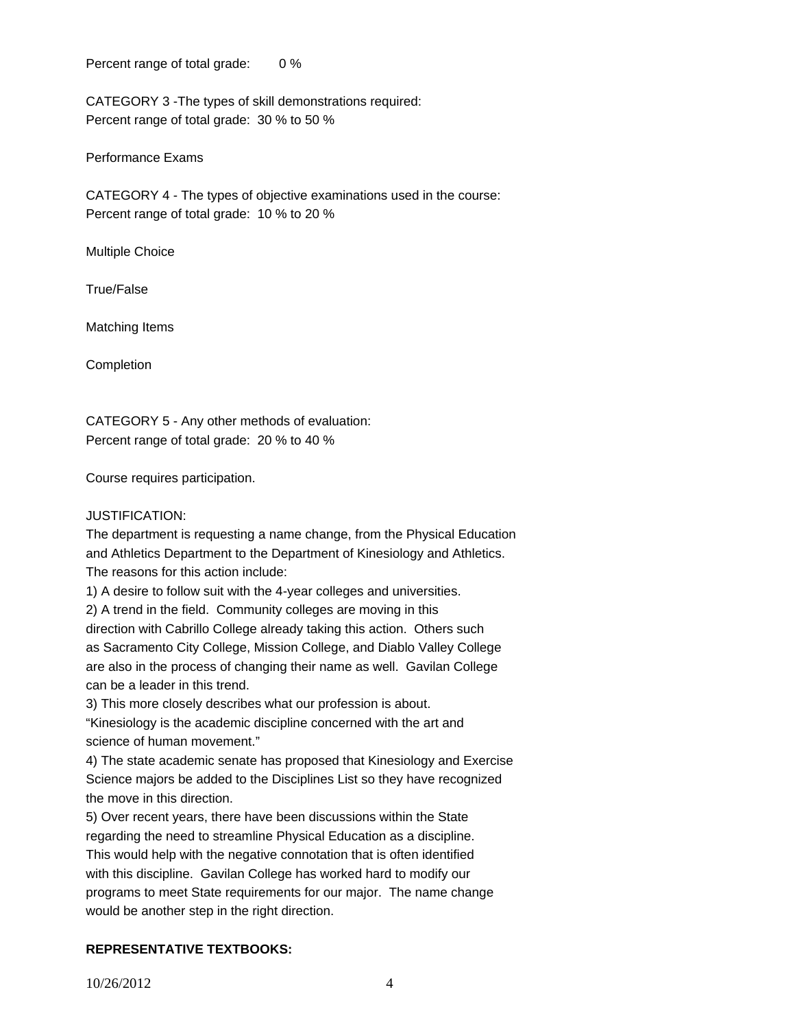Percent range of total grade: 0 %

CATEGORY 3 -The types of skill demonstrations required:
Percent range of total grade: 30 % to 50 %

Performance Exams

CATEGORY 4 - The types of objective examinations used in the course:
Percent range of total grade: 10 % to 20 %

Multiple Choice

True/False

Matching Items

Completion

CATEGORY 5 - Any other methods of evaluation:
Percent range of total grade: 20 % to 40 %

Course requires participation.

JUSTIFICATION:
The department is requesting a name change, from the Physical Education and Athletics Department to the Department of Kinesiology and Athletics. The reasons for this action include:
1) A desire to follow suit with the 4-year colleges and universities.
2) A trend in the field. Community colleges are moving in this direction with Cabrillo College already taking this action. Others such as Sacramento City College, Mission College, and Diablo Valley College are also in the process of changing their name as well. Gavilan College can be a leader in this trend.
3) This more closely describes what our profession is about. "Kinesiology is the academic discipline concerned with the art and science of human movement."
4) The state academic senate has proposed that Kinesiology and Exercise Science majors be added to the Disciplines List so they have recognized the move in this direction.
5) Over recent years, there have been discussions within the State regarding the need to streamline Physical Education as a discipline. This would help with the negative connotation that is often identified with this discipline. Gavilan College has worked hard to modify our programs to meet State requirements for our major. The name change would be another step in the right direction.

**REPRESENTATIVE TEXTBOOKS:**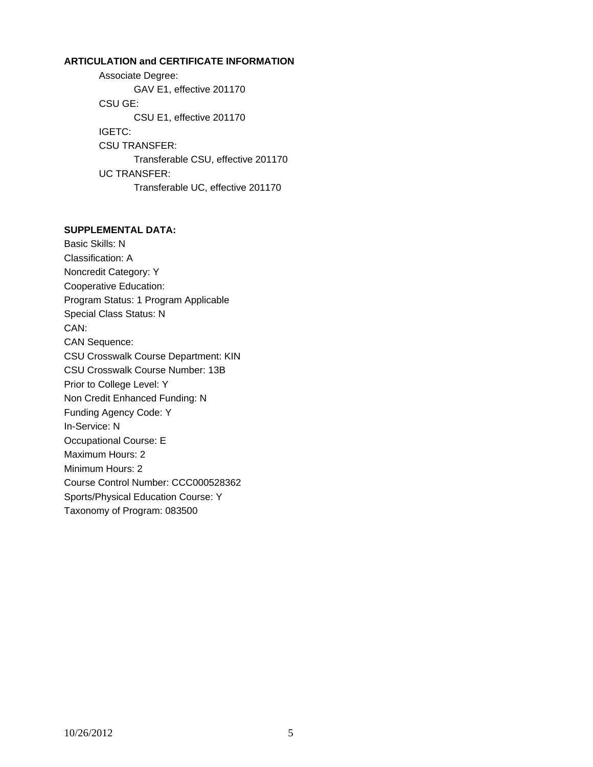**ARTICULATION and CERTIFICATE INFORMATION**

Associate Degree:

GAV E1, effective 201170

CSU GE:

CSU E1, effective 201170

IGETC:

CSU TRANSFER:

Transferable CSU, effective 201170

UC TRANSFER:

Transferable UC, effective 201170

**SUPPLEMENTAL DATA:**

Basic Skills: N
Classification: A
Noncredit Category: Y
Cooperative Education:
Program Status: 1 Program Applicable
Special Class Status: N
CAN:
CAN Sequence:
CSU Crosswalk Course Department: KIN
CSU Crosswalk Course Number: 13B
Prior to College Level: Y
Non Credit Enhanced Funding: N
Funding Agency Code: Y
In-Service: N
Occupational Course: E
Maximum Hours: 2
Minimum Hours: 2
Course Control Number: CCC000528362
Sports/Physical Education Course: Y
Taxonomy of Program: 083500